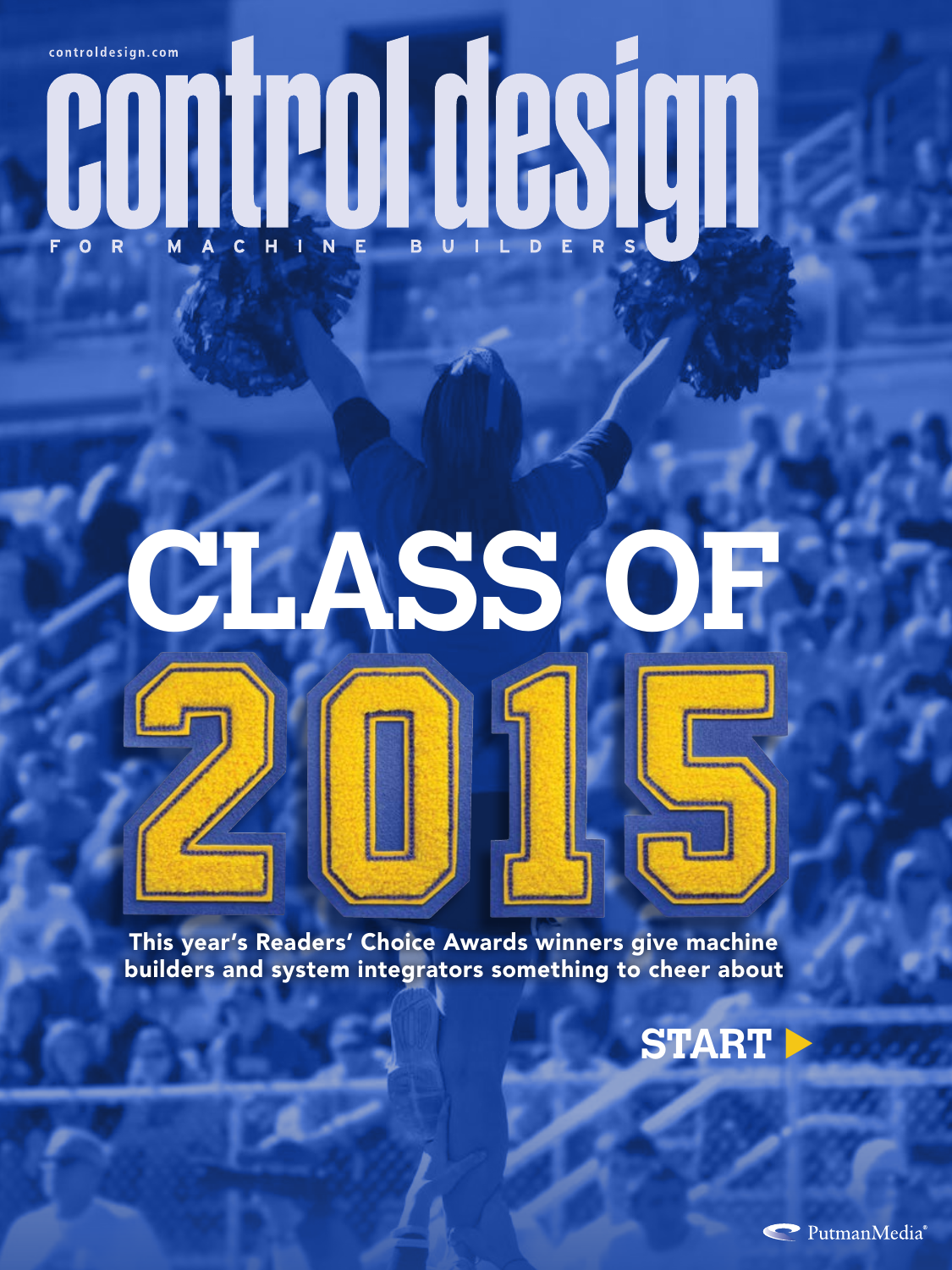controldesign.com

# control design

FOR MACHINE BUILDERS

# CLASS OF 2015

This year's Readers' Choice Awards winners give machine builders and system integrators something to cheer about

START ▶

PutmanMedia®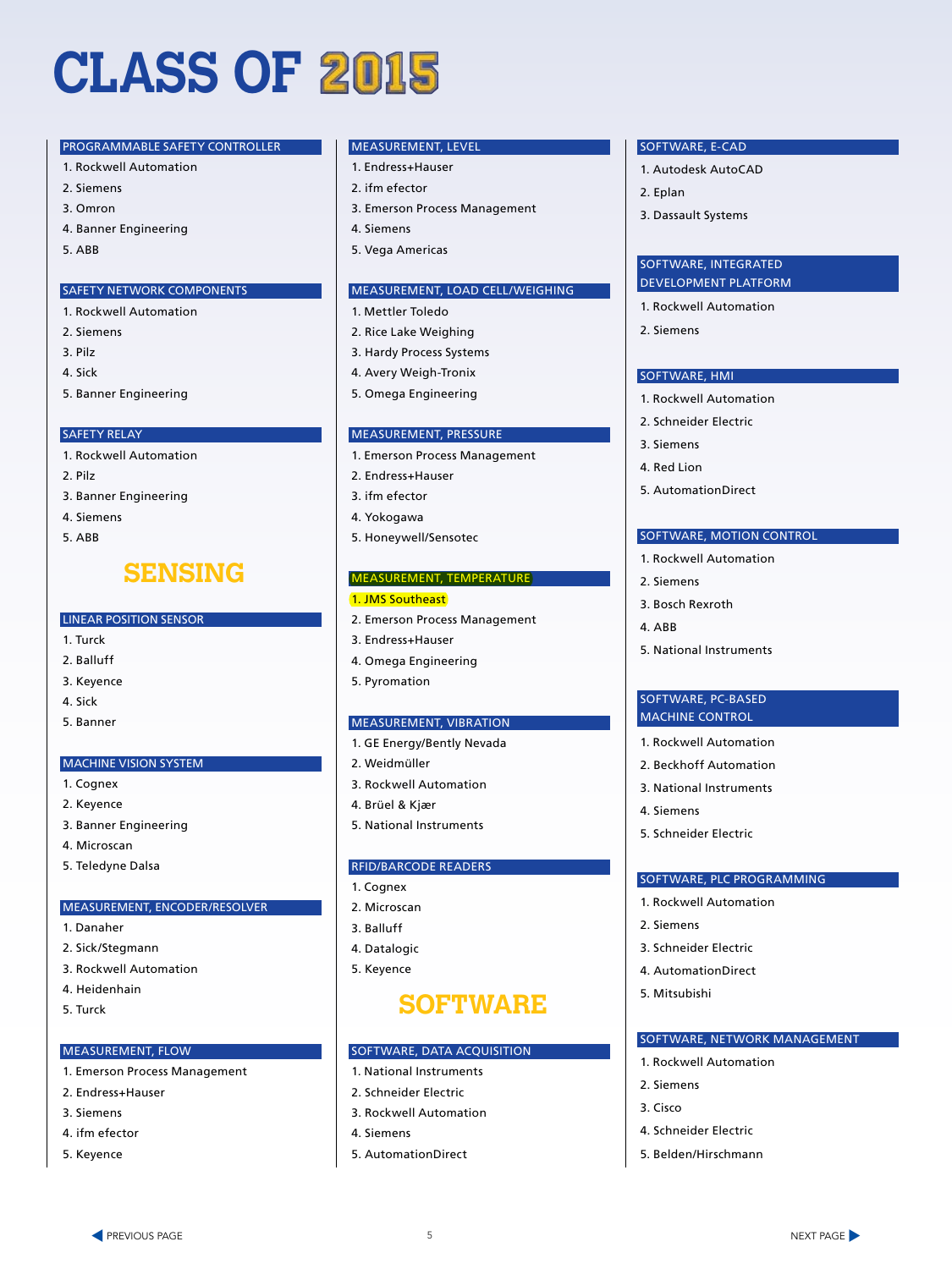# CLASS OF 2015

### PROGRAMMABLE SAFETY CONTROLLER

1. Rockwell Automation
2. Siemens
3. Omron
4. Banner Engineering
5. ABB

### SAFETY NETWORK COMPONENTS

1. Rockwell Automation
2. Siemens
3. Pilz
4. Sick
5. Banner Engineering

### SAFETY RELAY

1. Rockwell Automation
2. Pilz
3. Banner Engineering
4. Siemens
5. ABB

## SENSING

### LINEAR POSITION SENSOR

1. Turck
2. Balluff
3. Keyence
4. Sick
5. Banner

### MACHINE VISION SYSTEM

1. Cognex
2. Keyence
3. Banner Engineering
4. Microscan
5. Teledyne Dalsa

### MEASUREMENT, ENCODER/RESOLVER

1. Danaher
2. Sick/Stegmann
3. Rockwell Automation
4. Heidenhain
5. Turck

### MEASUREMENT, FLOW

1. Emerson Process Management
2. Endress+Hauser
3. Siemens
4. ifm efector
5. Keyence

### MEASUREMENT, LEVEL

1. Endress+Hauser
2. ifm efector
3. Emerson Process Management
4. Siemens
5. Vega Americas

### MEASUREMENT, LOAD CELL/WEIGHING

1. Mettler Toledo
2. Rice Lake Weighing
3. Hardy Process Systems
4. Avery Weigh-Tronix
5. Omega Engineering

### MEASUREMENT, PRESSURE

1. Emerson Process Management
2. Endress+Hauser
3. ifm efector
4. Yokogawa
5. Honeywell/Sensotec

### MEASUREMENT, TEMPERATURE

1. JMS Southeast
2. Emerson Process Management
3. Endress+Hauser
4. Omega Engineering
5. Pyromation

### MEASUREMENT, VIBRATION

1. GE Energy/Bently Nevada
2. Weidmüller
3. Rockwell Automation
4. Brüel & Kjær
5. National Instruments

### RFID/BARCODE READERS

1. Cognex
2. Microscan
3. Balluff
4. Datalogic
5. Keyence

## SOFTWARE

### SOFTWARE, DATA ACQUISITION

1. National Instruments
2. Schneider Electric
3. Rockwell Automation
4. Siemens
5. AutomationDirect

### SOFTWARE, E-CAD

1. Autodesk AutoCAD
2. Eplan
3. Dassault Systems

### SOFTWARE, INTEGRATED DEVELOPMENT PLATFORM

1. Rockwell Automation
2. Siemens

### SOFTWARE, HMI

1. Rockwell Automation
2. Schneider Electric
3. Siemens
4. Red Lion
5. AutomationDirect

### SOFTWARE, MOTION CONTROL

1. Rockwell Automation
2. Siemens
3. Bosch Rexroth
4. ABB
5. National Instruments

### SOFTWARE, PC-BASED MACHINE CONTROL

1. Rockwell Automation
2. Beckhoff Automation
3. National Instruments
4. Siemens
5. Schneider Electric

### SOFTWARE, PLC PROGRAMMING

1. Rockwell Automation
2. Siemens
3. Schneider Electric
4. AutomationDirect
5. Mitsubishi

### SOFTWARE, NETWORK MANAGEMENT

1. Rockwell Automation
2. Siemens
3. Cisco
4. Schneider Electric
5. Belden/Hirschmann

PREVIOUS PAGE NEXT PAGE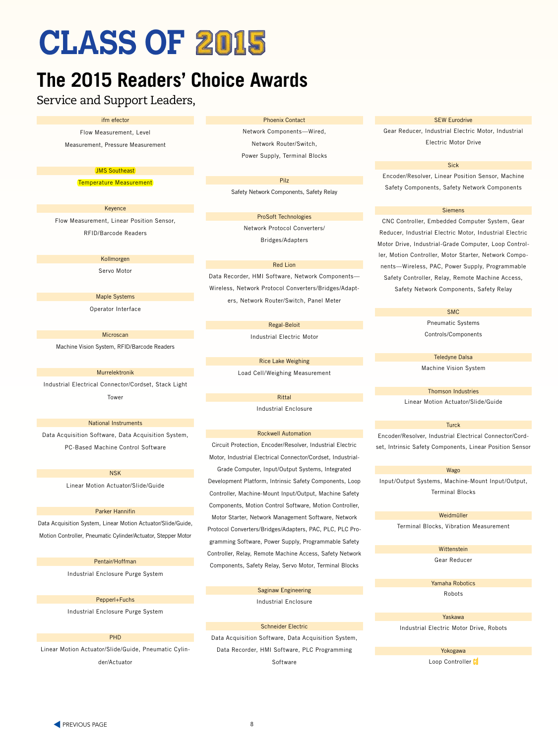# CLASS OF 2015

## The 2015 Readers' Choice Awards

Service and Support Leaders,

**ifm efector**
Flow Measurement, Level Measurement, Pressure Measurement

**JMS Southeast**
Temperature Measurement

**Keyence**
Flow Measurement, Linear Position Sensor, RFID/Barcode Readers

**Kollmorgen**
Servo Motor

**Maple Systems**
Operator Interface

**Microscan**
Machine Vision System, RFID/Barcode Readers

**Murrelektronik**
Industrial Electrical Connector/Cordset, Stack Light Tower

**National Instruments**
Data Acquisition Software, Data Acquisition System, PC-Based Machine Control Software

**NSK**
Linear Motion Actuator/Slide/Guide

**Parker Hannifin**
Data Acquisition System, Linear Motion Actuator/Slide/Guide, Motion Controller, Pneumatic Cylinder/Actuator, Stepper Motor

**Pentair/Hoffman**
Industrial Enclosure Purge System

**Pepperl+Fuchs**
Industrial Enclosure Purge System

**PHD**
Linear Motion Actuator/Slide/Guide, Pneumatic Cylinder/Actuator

**Phoenix Contact**
Network Components—Wired, Network Router/Switch, Power Supply, Terminal Blocks

**Pilz**
Safety Network Components, Safety Relay

**ProSoft Technologies**
Network Protocol Converters/Bridges/Adapters

**Red Lion**
Data Recorder, HMI Software, Network Components—Wireless, Network Protocol Converters/Bridges/Adapters, Network Router/Switch, Panel Meter

**Regal-Beloit**
Industrial Electric Motor

**Rice Lake Weighing**
Load Cell/Weighing Measurement

**Rittal**
Industrial Enclosure

**Rockwell Automation**
Circuit Protection, Encoder/Resolver, Industrial Electric Motor, Industrial Electrical Connector/Cordset, Industrial-Grade Computer, Input/Output Systems, Integrated Development Platform, Intrinsic Safety Components, Loop Controller, Machine-Mount Input/Output, Machine Safety Components, Motion Control Software, Motion Controller, Motor Starter, Network Management Software, Network Protocol Converters/Bridges/Adapters, PAC, PLC, PLC Programming Software, Power Supply, Programmable Safety Controller, Relay, Remote Machine Access, Safety Network Components, Safety Relay, Servo Motor, Terminal Blocks

**Saginaw Engineering**
Industrial Enclosure

**Schneider Electric**
Data Acquisition Software, Data Acquisition System, Data Recorder, HMI Software, PLC Programming Software

**SEW Eurodrive**
Gear Reducer, Industrial Electric Motor, Industrial Electric Motor Drive

**Sick**
Encoder/Resolver, Linear Position Sensor, Machine Safety Components, Safety Network Components

**Siemens**
CNC Controller, Embedded Computer System, Gear Reducer, Industrial Electric Motor, Industrial Electric Motor Drive, Industrial-Grade Computer, Loop Controller, Motion Controller, Motor Starter, Network Components—Wireless, PAC, Power Supply, Programmable Safety Controller, Relay, Remote Machine Access, Safety Network Components, Safety Relay

**SMC**
Pneumatic Systems Controls/Components

**Teledyne Dalsa**
Machine Vision System

**Thomson Industries**
Linear Motion Actuator/Slide/Guide

**Turck**
Encoder/Resolver, Industrial Electrical Connector/Cordset, Intrinsic Safety Components, Linear Position Sensor

**Wago**
Input/Output Systems, Machine-Mount Input/Output, Terminal Blocks

**Weidmüller**
Terminal Blocks, Vibration Measurement

**Wittenstein**
Gear Reducer

**Yamaha Robotics**
Robots

**Yaskawa**
Industrial Electric Motor Drive, Robots

**Yokogawa**
Loop Controller

PREVIOUS PAGE